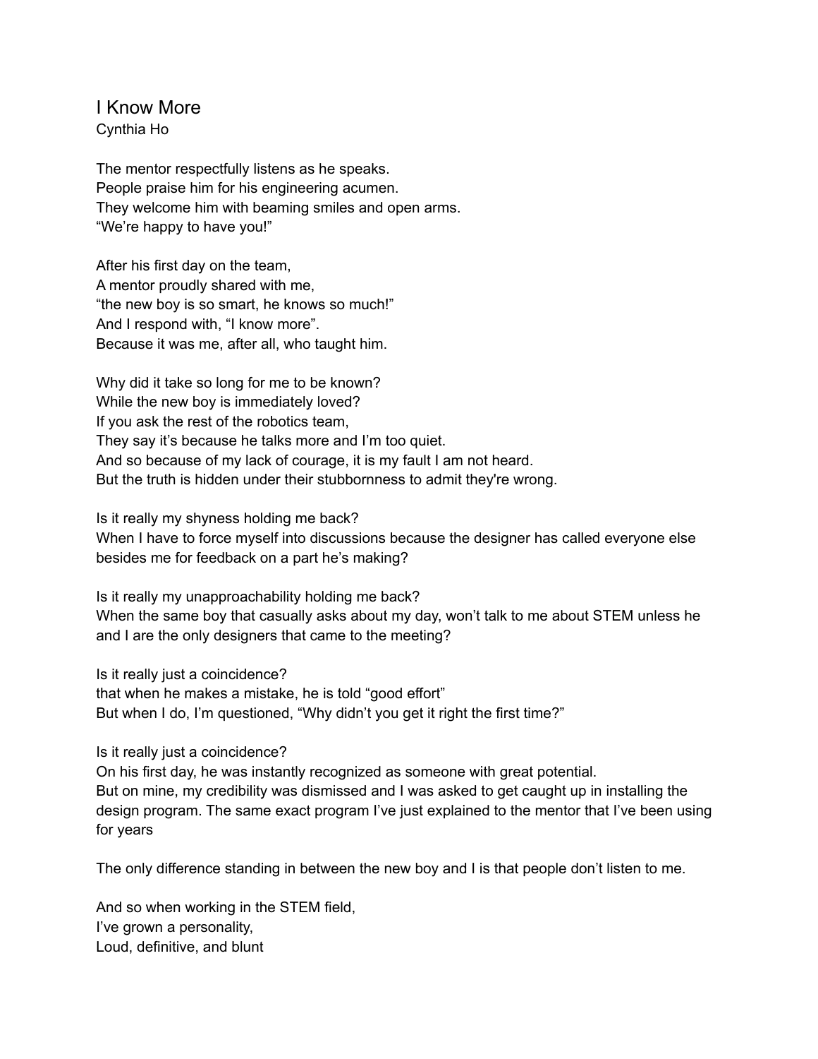# I Know More

Cynthia Ho

The mentor respectfully listens as he speaks.
People praise him for his engineering acumen.
They welcome him with beaming smiles and open arms.
“We’re happy to have you!”

After his first day on the team,
A mentor proudly shared with me,
“the new boy is so smart, he knows so much!”
And I respond with, “I know more”.
Because it was me, after all, who taught him.

Why did it take so long for me to be known?
While the new boy is immediately loved?
If you ask the rest of the robotics team,
They say it’s because he talks more and I’m too quiet.
And so because of my lack of courage, it is my fault I am not heard.
But the truth is hidden under their stubbornness to admit they're wrong.

Is it really my shyness holding me back?
When I have to force myself into discussions because the designer has called everyone else besides me for feedback on a part he’s making?

Is it really my unapproachability holding me back?
When the same boy that casually asks about my day, won’t talk to me about STEM unless he and I are the only designers that came to the meeting?

Is it really just a coincidence?
that when he makes a mistake, he is told “good effort”
But when I do, I’m questioned, “Why didn’t you get it right the first time?”

Is it really just a coincidence?
On his first day, he was instantly recognized as someone with great potential.
But on mine, my credibility was dismissed and I was asked to get caught up in installing the design program. The same exact program I’ve just explained to the mentor that I’ve been using for years

The only difference standing in between the new boy and I is that people don’t listen to me.

And so when working in the STEM field,
I’ve grown a personality,
Loud, definitive, and blunt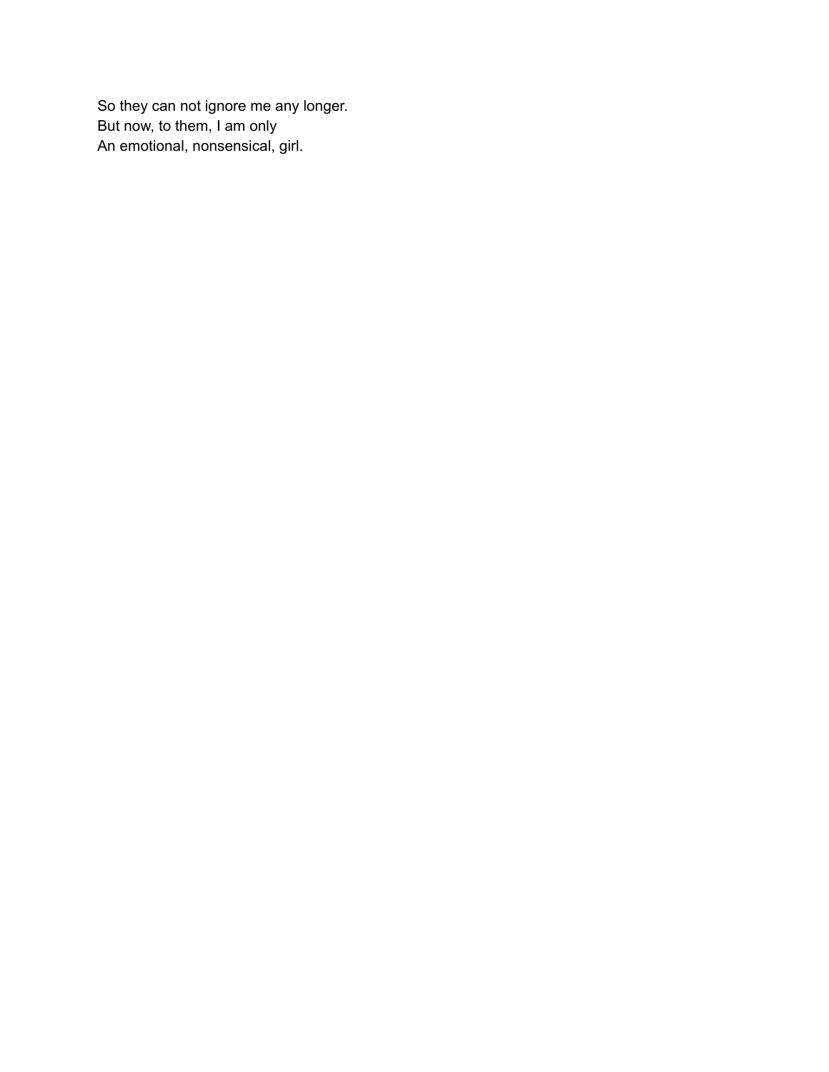So they can not ignore me any longer.  
But now, to them, I am only  
An emotional, nonsensical, girl.